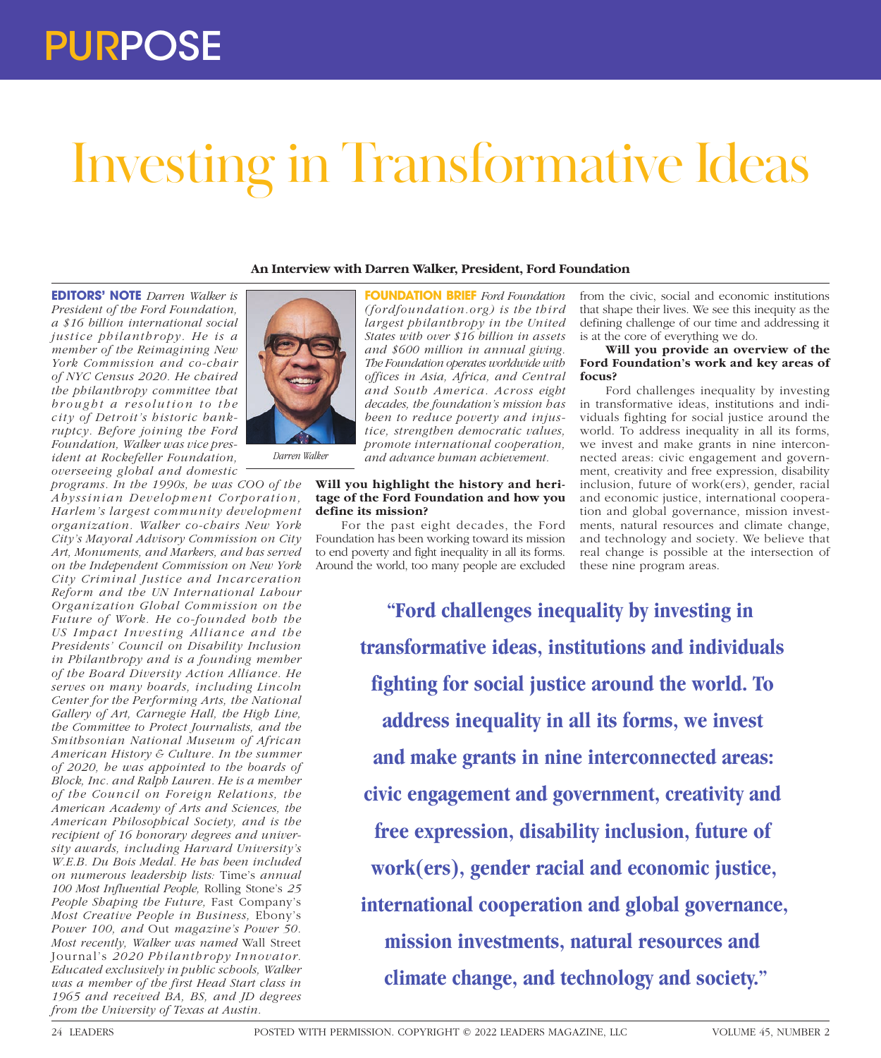PURPOSE

# Investing in Transformative Ideas

**An Interview with Darren Walker, President, Ford Foundation**

**EDITORS' NOTE** *Darren Walker is President of the Ford Foundation, a $16 billion international social justice philanthropy. He is a member of the Reimagining New York Commission and co-chair of NYC Census 2020. He chaired the philanthropy committee that brought a resolution to the city of Detroit's historic bankruptcy. Before joining the Ford Foundation, Walker was vice president at Rockefeller Foundation, overseeing global and domestic programs. In the 1990s, he was COO of the Abyssinian Development Corporation, Harlem's largest community development organization. Walker co-chairs New York City's Mayoral Advisory Commission on City Art, Monuments, and Markers, and has served on the Independent Commission on New York City Criminal Justice and Incarceration Reform and the UN International Labour Organization Global Commission on the Future of Work. He co-founded both the US Impact Investing Alliance and the Presidents' Council on Disability Inclusion in Philanthropy and is a founding member of the Board Diversity Action Alliance. He serves on many boards, including Lincoln Center for the Performing Arts, the National Gallery of Art, Carnegie Hall, the High Line, the Committee to Protect Journalists, and the Smithsonian National Museum of African American History & Culture. In the summer of 2020, he was appointed to the boards of Block, Inc. and Ralph Lauren. He is a member of the Council on Foreign Relations, the American Academy of Arts and Sciences, the American Philosophical Society, and is the recipient of 16 honorary degrees and university awards, including Harvard University's W.E.B. Du Bois Medal. He has been included on numerous leadership lists:* Time's *annual 100 Most Influential People,* Rolling Stone's *25 People Shaping the Future,* Fast Company's *Most Creative People in Business,* Ebony's *Power 100, and* Out *magazine's Power 50. Most recently, Walker was named* Wall Street Journal's *2020 Philanthropy Innovator. Educated exclusively in public schools, Walker was a member of the first Head Start class in 1965 and received BA, BS, and JD degrees from the University of Texas at Austin.*

*Darren Walker*

**FOUNDATION BRIEF** *Ford Foundation (fordfoundation.org) is the third largest philanthropy in the United States with over $16 billion in assets and $600 million in annual giving. The Foundation operates worldwide with offices in Asia, Africa, and Central and South America. Across eight decades, the foundation's mission has been to reduce poverty and injustice, strengthen democratic values, promote international cooperation, and advance human achievement.*

**Will you highlight the history and heritage of the Ford Foundation and how you define its mission?**

For the past eight decades, the Ford Foundation has been working toward its mission to end poverty and fight inequality in all its forms. Around the world, too many people are excluded from the civic, social and economic institutions that shape their lives. We see this inequity as the defining challenge of our time and addressing it is at the core of everything we do.

**Will you provide an overview of the Ford Foundation's work and key areas of focus?**

Ford challenges inequality by investing in transformative ideas, institutions and individuals fighting for social justice around the world. To address inequality in all its forms, we invest and make grants in nine interconnected areas: civic engagement and government, creativity and free expression, disability inclusion, future of work(ers), gender, racial and economic justice, international cooperation and global governance, mission investments, natural resources and climate change, and technology and society. We believe that real change is possible at the intersection of these nine program areas.

> **"Ford challenges inequality by investing in transformative ideas, institutions and individuals fighting for social justice around the world. To address inequality in all its forms, we invest and make grants in nine interconnected areas: civic engagement and government, creativity and free expression, disability inclusion, future of work(ers), gender racial and economic justice, international cooperation and global governance, mission investments, natural resources and climate change, and technology and society."**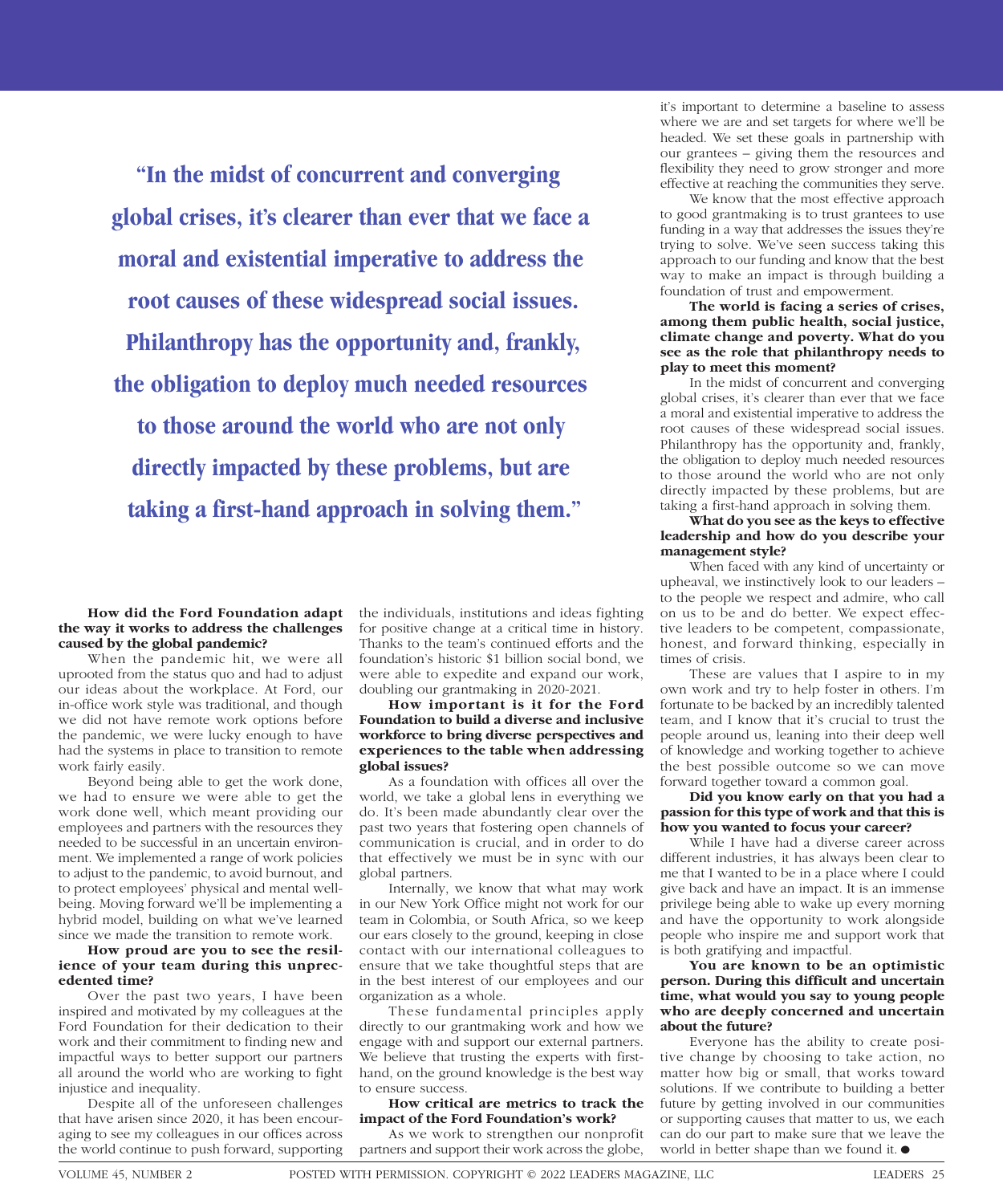> "In the midst of concurrent and converging global crises, it's clearer than ever that we face a moral and existential imperative to address the root causes of these widespread social issues. Philanthropy has the opportunity and, frankly, the obligation to deploy much needed resources to those around the world who are not only directly impacted by these problems, but are taking a first-hand approach in solving them."

**How did the Ford Foundation adapt the way it works to address the challenges caused by the global pandemic?**

When the pandemic hit, we were all uprooted from the status quo and had to adjust our ideas about the workplace. At Ford, our in-office work style was traditional, and though we did not have remote work options before the pandemic, we were lucky enough to have had the systems in place to transition to remote work fairly easily.

Beyond being able to get the work done, we had to ensure we were able to get the work done well, which meant providing our employees and partners with the resources they needed to be successful in an uncertain environment. We implemented a range of work policies to adjust to the pandemic, to avoid burnout, and to protect employees' physical and mental well-being. Moving forward we'll be implementing a hybrid model, building on what we've learned since we made the transition to remote work.

**How proud are you to see the resilience of your team during this unprecedented time?**

Over the past two years, I have been inspired and motivated by my colleagues at the Ford Foundation for their dedication to their work and their commitment to finding new and impactful ways to better support our partners all around the world who are working to fight injustice and inequality.

Despite all of the unforeseen challenges that have arisen since 2020, it has been encouraging to see my colleagues in our offices across the world continue to push forward, supporting the individuals, institutions and ideas fighting for positive change at a critical time in history. Thanks to the team's continued efforts and the foundation's historic $1 billion social bond, we were able to expedite and expand our work, doubling our grantmaking in 2020-2021.

**How important is it for the Ford Foundation to build a diverse and inclusive workforce to bring diverse perspectives and experiences to the table when addressing global issues?**

As a foundation with offices all over the world, we take a global lens in everything we do. It's been made abundantly clear over the past two years that fostering open channels of communication is crucial, and in order to do that effectively we must be in sync with our global partners.

Internally, we know that what may work in our New York Office might not work for our team in Colombia, or South Africa, so we keep our ears closely to the ground, keeping in close contact with our international colleagues to ensure that we take thoughtful steps that are in the best interest of our employees and our organization as a whole.

These fundamental principles apply directly to our grantmaking work and how we engage with and support our external partners. We believe that trusting the experts with first-hand, on the ground knowledge is the best way to ensure success.

**How critical are metrics to track the impact of the Ford Foundation's work?**

As we work to strengthen our nonprofit partners and support their work across the globe, it's important to determine a baseline to assess where we are and set targets for where we'll be headed. We set these goals in partnership with our grantees – giving them the resources and flexibility they need to grow stronger and more effective at reaching the communities they serve.

We know that the most effective approach to good grantmaking is to trust grantees to use funding in a way that addresses the issues they're trying to solve. We've seen success taking this approach to our funding and know that the best way to make an impact is through building a foundation of trust and empowerment.

**The world is facing a series of crises, among them public health, social justice, climate change and poverty. What do you see as the role that philanthropy needs to play to meet this moment?**

In the midst of concurrent and converging global crises, it's clearer than ever that we face a moral and existential imperative to address the root causes of these widespread social issues. Philanthropy has the opportunity and, frankly, the obligation to deploy much needed resources to those around the world who are not only directly impacted by these problems, but are taking a first-hand approach in solving them.

**What do you see as the keys to effective leadership and how do you describe your management style?**

When faced with any kind of uncertainty or upheaval, we instinctively look to our leaders – to the people we respect and admire, who call on us to be and do better. We expect effective leaders to be competent, compassionate, honest, and forward thinking, especially in times of crisis.

These are values that I aspire to in my own work and try to help foster in others. I'm fortunate to be backed by an incredibly talented team, and I know that it's crucial to trust the people around us, leaning into their deep well of knowledge and working together to achieve the best possible outcome so we can move forward together toward a common goal.

**Did you know early on that you had a passion for this type of work and that this is how you wanted to focus your career?**

While I have had a diverse career across different industries, it has always been clear to me that I wanted to be in a place where I could give back and have an impact. It is an immense privilege being able to wake up every morning and have the opportunity to work alongside people who inspire me and support work that is both gratifying and impactful.

**You are known to be an optimistic person. During this difficult and uncertain time, what would you say to young people who are deeply concerned and uncertain about the future?**

Everyone has the ability to create positive change by choosing to take action, no matter how big or small, that works toward solutions. If we contribute to building a better future by getting involved in our communities or supporting causes that matter to us, we each can do our part to make sure that we leave the world in better shape than we found it. ●

POSTED WITH PERMISSION. COPYRIGHT © 2022 LEADERS MAGAZINE, LLC